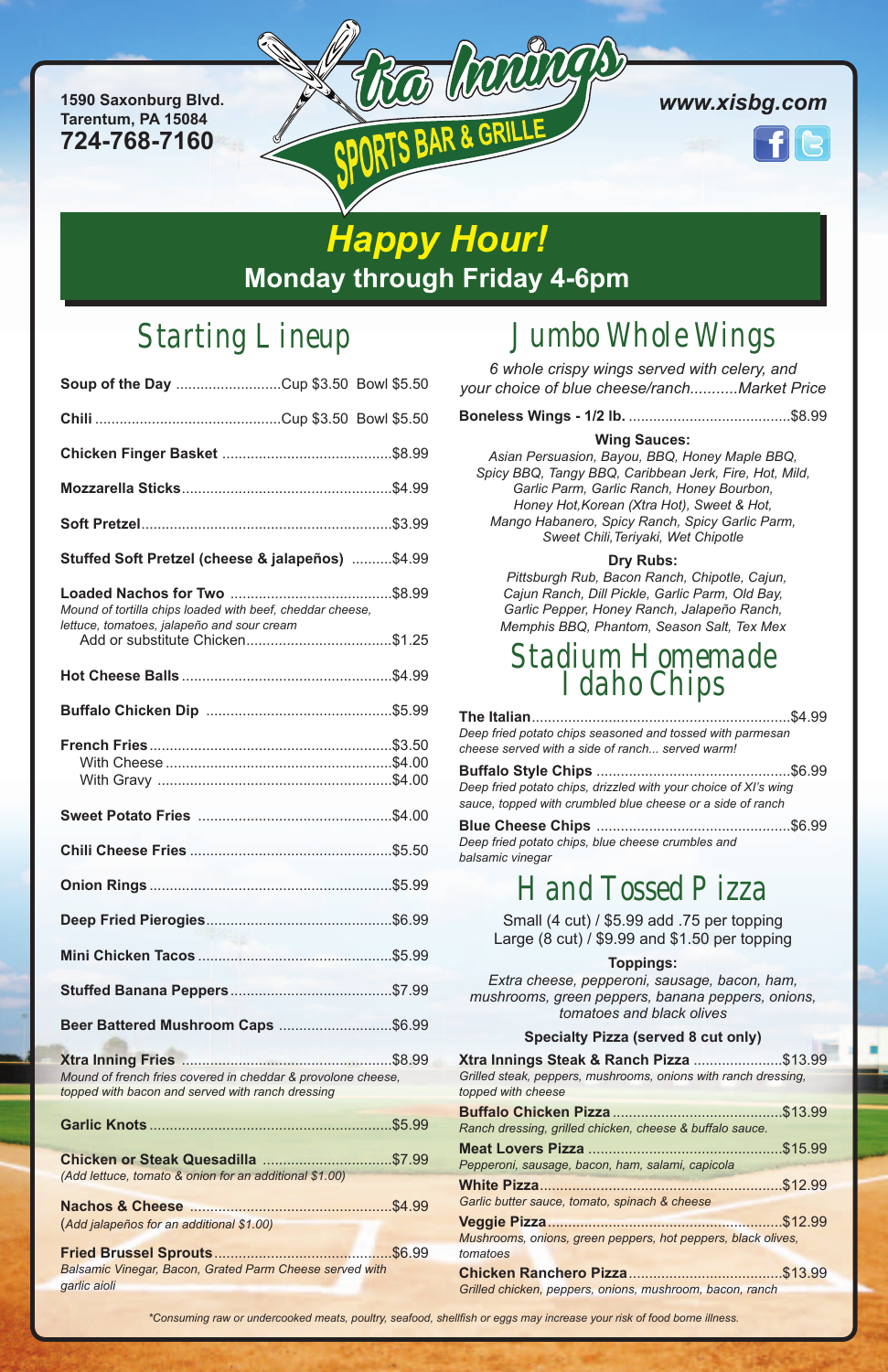1590 Saxonburg Blvd.
Tarentum, PA 15084
**724-768-7160**

# Xtra Innings SPORTS BAR & GRILLE

***www.xisbg.com***

## *Happy Hour!*
**Monday through Friday 4-6pm**

## Starting Lineup

**Soup of the Day** .......................... Cup $3.50 Bowl $5.50

**Chili** .............................................. Cup $3.50 Bowl $5.50

**Chicken Finger Basket** .......................................... $8.99

**Mozzarella Sticks** .................................................... $4.99

**Soft Pretzel** ............................................................. $3.99

**Stuffed Soft Pretzel (cheese & jalapeños)** .......... $4.99

**Loaded Nachos for Two** ........................................ $8.99
*Mound of tortilla chips loaded with beef, cheddar cheese, lettuce, tomatoes, jalapeño and sour cream*
Add or substitute Chicken .................................... $1.25

**Hot Cheese Balls** .................................................... $4.99

**Buffalo Chicken Dip** .............................................. $5.99

**French Fries** ............................................................ $3.50
With Cheese ......................................................... $4.00
With Gravy ........................................................... $4.00

**Sweet Potato Fries** ................................................ $4.00

**Chili Cheese Fries** .................................................. $5.50

**Onion Rings** ........................................................... $5.99

**Deep Fried Pierogies** ............................................. $6.99

**Mini Chicken Tacos** ................................................ $5.99

**Stuffed Banana Peppers** ........................................ $7.99

**Beer Battered Mushroom Caps** ............................ $6.99

**Xtra Inning Fries** .................................................... $8.99
*Mound of french fries covered in cheddar & provolone cheese, topped with bacon and served with ranch dressing*

**Garlic Knots** ............................................................ $5.99

**Chicken or Steak Quesadilla** ................................ $7.99
*(Add lettuce, tomato & onion for an additional $1.00)*

**Nachos & Cheese** .................................................. $4.99
*(Add jalapeños for an additional $1.00)*

**Fried Brussel Sprouts** ............................................ $6.99
*Balsamic Vinegar, Bacon, Grated Parm Cheese served with garlic aioli*

## Jumbo Whole Wings

*6 whole crispy wings served with celery, and your choice of blue cheese/ranch...........Market Price*

**Boneless Wings - 1/2 lb.** ........................................ $8.99

**Wing Sauces:**
*Asian Persuasion, Bayou, BBQ, Honey Maple BBQ, Spicy BBQ, Tangy BBQ, Caribbean Jerk, Fire, Hot, Mild, Garlic Parm, Garlic Ranch, Honey Bourbon, Honey Hot,Korean (Xtra Hot), Sweet & Hot, Mango Habanero, Spicy Ranch, Spicy Garlic Parm, Sweet Chili,Teriyaki, Wet Chipotle*

**Dry Rubs:**
*Pittsburgh Rub, Bacon Ranch, Chipotle, Cajun, Cajun Ranch, Dill Pickle, Garlic Parm, Old Bay, Garlic Pepper, Honey Ranch, Jalapeño Ranch, Memphis BBQ, Phantom, Season Salt, Tex Mex*

## Stadium Homemade Idaho Chips

**The Italian** ............................................................... $4.99
*Deep fried potato chips seasoned and tossed with parmesan cheese served with a side of ranch... served warm!*

**Buffalo Style Chips** ................................................ $6.99
*Deep fried potato chips, drizzled with your choice of XI's wing sauce, topped with crumbled blue cheese or a side of ranch*

**Blue Cheese Chips** ................................................ $6.99
*Deep fried potato chips, blue cheese crumbles and balsamic vinegar*

## Hand Tossed Pizza

Small (4 cut) / $5.99 add .75 per topping
Large (8 cut) / $9.99 and $1.50 per topping

**Toppings:**
*Extra cheese, pepperoni, sausage, bacon, ham, mushrooms, green peppers, banana peppers, onions, tomatoes and black olives*

**Specialty Pizza (served 8 cut only)**

**Xtra Innings Steak & Ranch Pizza** ...................... $13.99
*Grilled steak, peppers, mushrooms, onions with ranch dressing, topped with cheese*

**Buffalo Chicken Pizza** .......................................... $13.99
*Ranch dressing, grilled chicken, cheese & buffalo sauce.*

**Meat Lovers Pizza** ............................................... $15.99
*Pepperoni, sausage, bacon, ham, salami, capicola*

**White Pizza** ........................................................... $12.99
*Garlic butter sauce, tomato, spinach & cheese*

**Veggie Pizza** .......................................................... $12.99
*Mushrooms, onions, green peppers, hot peppers, black olives, tomatoes*

**Chicken Ranchero Pizza** ...................................... $13.99
*Grilled chicken, peppers, onions, mushroom, bacon, ranch*

*\*Consuming raw or undercooked meats, poultry, seafood, shellfish or eggs may increase your risk of food borne illness.*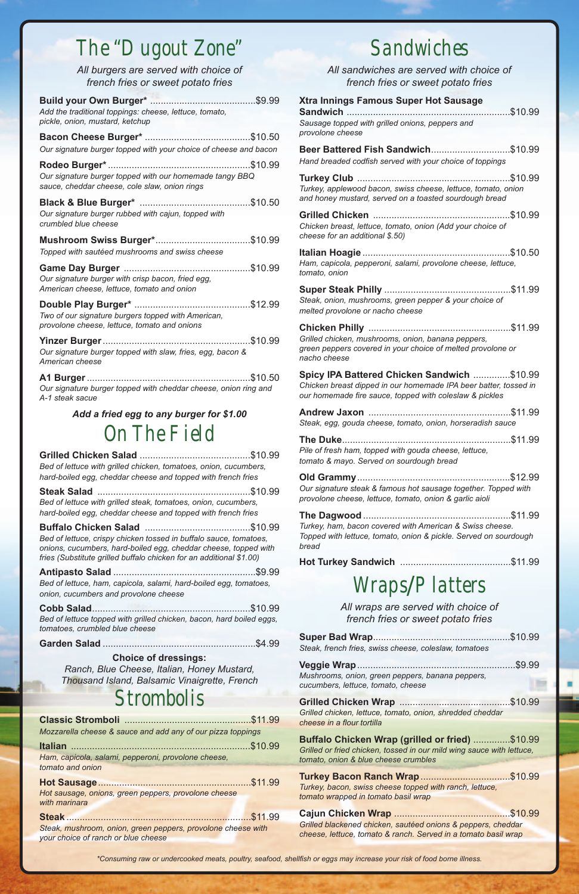# The "Dugout Zone"

*All burgers are served with choice of french fries or sweet potato fries*

**Build your Own Burger*** ........................................ $9.99
*Add the traditional toppings: cheese, lettuce, tomato, pickle, onion, mustard, ketchup*

**Bacon Cheese Burger*** ........................................ $10.50
*Our signature burger topped with your choice of cheese and bacon*

**Rodeo Burger*** ........................................ $10.99
*Our signature burger topped with our homemade tangy BBQ sauce, cheddar cheese, cole slaw, onion rings*

**Black & Blue Burger*** ........................................ $10.50
*Our signature burger rubbed with cajun, topped with crumbled blue cheese*

**Mushroom Swiss Burger*** ........................................ $10.99
*Topped with sautéed mushrooms and swiss cheese*

**Game Day Burger** ........................................ $10.99
*Our signature burger with crisp bacon, fried egg, American cheese, lettuce, tomato and onion*

**Double Play Burger*** ........................................ $12.99
*Two of our signature burgers topped with American, provolone cheese, lettuce, tomato and onions*

**Yinzer Burger** ........................................ $10.99
*Our signature burger topped with slaw, fries, egg, bacon & American cheese*

**A1 Burger** ........................................ $10.50
*Our signature burger topped with cheddar cheese, onion ring and A-1 steak sacue*

***Add a fried egg to any burger for $1.00***

# On The Field

**Grilled Chicken Salad** ........................................ $10.99
*Bed of lettuce with grilled chicken, tomatoes, onion, cucumbers, hard-boiled egg, cheddar cheese and topped with french fries*

**Steak Salad** ........................................ $10.99
*Bed of lettuce with grilled steak, tomatoes, onion, cucumbers, hard-boiled egg, cheddar cheese and topped with french fries*

**Buffalo Chicken Salad** ........................................ $10.99
*Bed of lettuce, crispy chicken tossed in buffalo sauce, tomatoes, onions, cucumbers, hard-boiled egg, cheddar cheese, topped with fries (Substitute grilled buffalo chicken for an additional $1.00)*

**Antipasto Salad** ........................................ $9.99
*Bed of lettuce, ham, capicola, salami, hard-boiled egg, tomatoes, onion, cucumbers and provolone cheese*

**Cobb Salad** ........................................ $10.99
*Bed of lettuce topped with grilled chicken, bacon, hard boiled eggs, tomatoes, crumbled blue cheese*

**Garden Salad** ........................................ $4.99

**Choice of dressings:**
*Ranch, Blue Cheese, Italian, Honey Mustard, Thousand Island, Balsamic Vinaigrette, French*

# Strombolis

**Classic Stromboli** ........................................ $11.99
*Mozzarella cheese & sauce and add any of our pizza toppings*

**Italian** ........................................ $10.99
*Ham, capicola, salami, pepperoni, provolone cheese, tomato and onion*

**Hot Sausage** ........................................ $11.99
*Hot sausage, onions, green peppers, provolone cheese with marinara*

**Steak** ........................................ $11.99
*Steak, mushroom, onion, green peppers, provolone cheese with your choice of ranch or blue cheese*

# Sandwiches

*All sandwiches are served with choice of french fries or sweet potato fries*

**Xtra Innings Famous Super Hot Sausage Sandwich** ........................................ $10.99
*Sausage topped with grilled onions, peppers and provolone cheese*

**Beer Battered Fish Sandwich** ........................................ $10.99
*Hand breaded codfish served with your choice of toppings*

**Turkey Club** ........................................ $10.99
*Turkey, applewood bacon, swiss cheese, lettuce, tomato, onion and honey mustard, served on a toasted sourdough bread*

**Grilled Chicken** ........................................ $10.99
*Chicken breast, lettuce, tomato, onion (Add your choice of cheese for an additional $.50)*

**Italian Hoagie** ........................................ $10.50
*Ham, capicola, pepperoni, salami, provolone cheese, lettuce, tomato, onion*

**Super Steak Philly** ........................................ $11.99
*Steak, onion, mushrooms, green pepper & your choice of melted provolone or nacho cheese*

**Chicken Philly** ........................................ $11.99
*Grilled chicken, mushrooms, onion, banana peppers, green peppers covered in your choice of melted provolone or nacho cheese*

**Spicy IPA Battered Chicken Sandwich** ........................................ $10.99
*Chicken breast dipped in our homemade IPA beer batter, tossed in our homemade fire sauce, topped with coleslaw & pickles*

**Andrew Jaxon** ........................................ $11.99
*Steak, egg, gouda cheese, tomato, onion, horseradish sauce*

**The Duke** ........................................ $11.99
*Pile of fresh ham, topped with gouda cheese, lettuce, tomato & mayo. Served on sourdough bread*

**Old Grammy** ........................................ $12.99
*Our signature steak & famous hot sausage together. Topped with provolone cheese, lettuce, tomato, onion & garlic aioli*

**The Dagwood** ........................................ $11.99
*Turkey, ham, bacon covered with American & Swiss cheese. Topped with lettuce, tomato, onion & pickle. Served on sourdough bread*

**Hot Turkey Sandwich** ........................................ $11.99

# Wraps/Platters

*All wraps are served with choice of french fries or sweet potato fries*

**Super Bad Wrap** ........................................ $10.99
*Steak, french fries, swiss cheese, coleslaw, tomatoes*

**Veggie Wrap** ........................................ $9.99
*Mushrooms, onion, green peppers, banana peppers, cucumbers, lettuce, tomato, cheese*

**Grilled Chicken Wrap** ........................................ $10.99
*Grilled chicken, lettuce, tomato, onion, shredded cheddar cheese in a flour tortilla*

**Buffalo Chicken Wrap (grilled or fried)** ........................................ $10.99
*Grilled or fried chicken, tossed in our mild wing sauce with lettuce, tomato, onion & blue cheese crumbles*

**Turkey Bacon Ranch Wrap** ........................................ $10.99
*Turkey, bacon, swiss cheese topped with ranch, lettuce, tomato wrapped in tomato basil wrap*

**Cajun Chicken Wrap** ........................................ $10.99
*Grilled blackened chicken, sautéed onions & peppers, cheddar cheese, lettuce, tomato & ranch. Served in a tomato basil wrap*

*\*Consuming raw or undercooked meats, poultry, seafood, shellfish or eggs may increase your risk of food borne illness.*